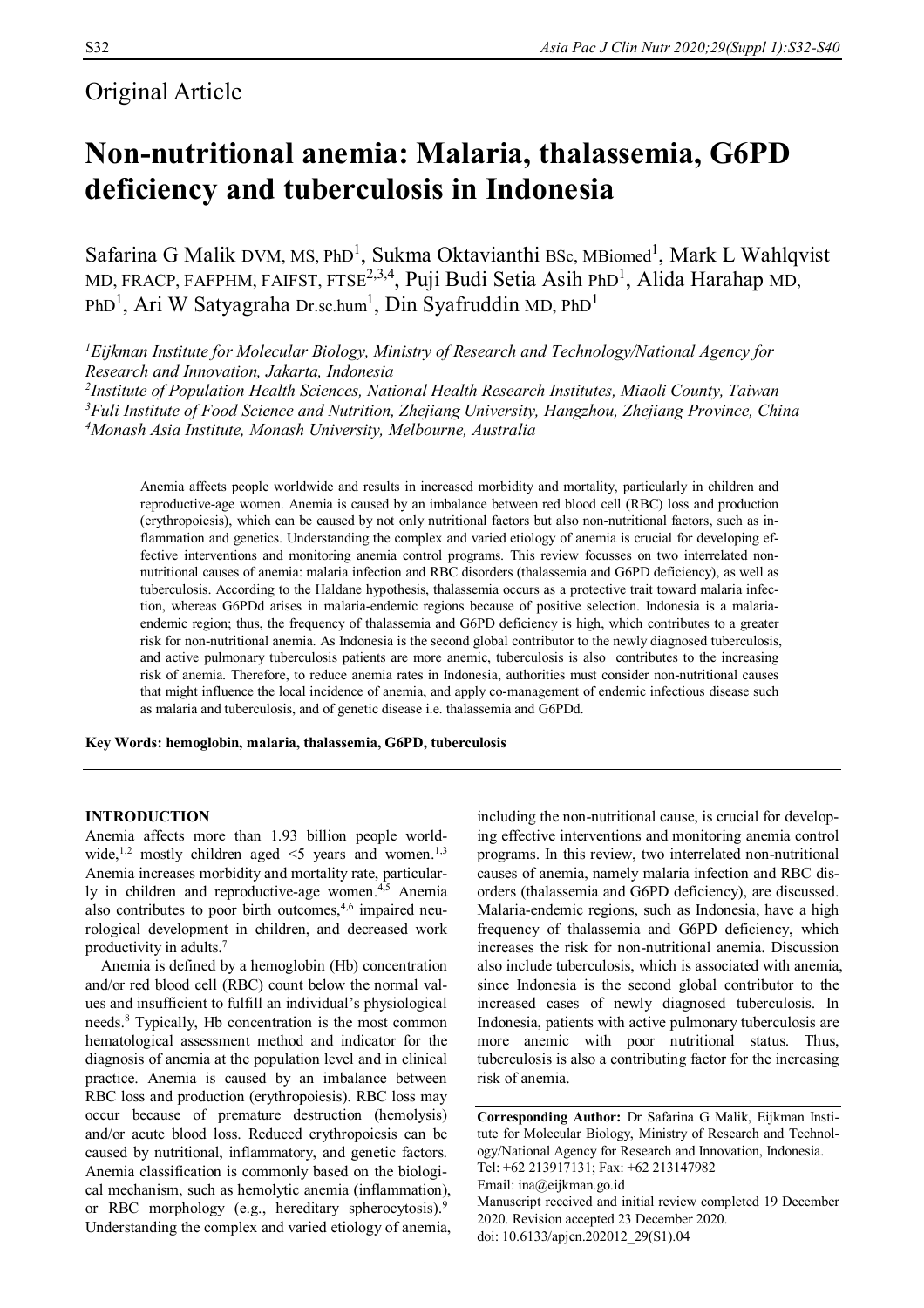Original Article

# Non-nutritional anemia: Malaria, thalassemia, G6PD deficiency and tuberculosis in Indonesia

Safarina G Malik DVM, MS, PhD[1], Sukma Oktavianthi BSc, MBiomed[1], Mark L Wahlqvist MD, FRACP, FAFPHM, FAIFST, FTSE[2,3,4], Puji Budi Setia Asih PhD[1], Alida Harahap MD, PhD[1], Ari W Satyagraha Dr.sc.hum[1], Din Syafruddin MD, PhD[1]

[1]*Eijkman Institute for Molecular Biology, Ministry of Research and Technology/National Agency for Research and Innovation, Jakarta, Indonesia*
[2]*Institute of Population Health Sciences, National Health Research Institutes, Miaoli County, Taiwan*
[3]*Fuli Institute of Food Science and Nutrition, Zhejiang University, Hangzhou, Zhejiang Province, China*
[4]*Monash Asia Institute, Monash University, Melbourne, Australia*

Anemia affects people worldwide and results in increased morbidity and mortality, particularly in children and reproductive-age women. Anemia is caused by an imbalance between red blood cell (RBC) loss and production (erythropoiesis), which can be caused by not only nutritional factors but also non-nutritional factors, such as inflammation and genetics. Understanding the complex and varied etiology of anemia is crucial for developing effective interventions and monitoring anemia control programs. This review focusses on two interrelated non-nutritional causes of anemia: malaria infection and RBC disorders (thalassemia and G6PD deficiency), as well as tuberculosis. According to the Haldane hypothesis, thalassemia occurs as a protective trait toward malaria infection, whereas G6PDd arises in malaria-endemic regions because of positive selection. Indonesia is a malaria-endemic region; thus, the frequency of thalassemia and G6PD deficiency is high, which contributes to a greater risk for non-nutritional anemia. As Indonesia is the second global contributor to the newly diagnosed tuberculosis, and active pulmonary tuberculosis patients are more anemic, tuberculosis is also contributes to the increasing risk of anemia. Therefore, to reduce anemia rates in Indonesia, authorities must consider non-nutritional causes that might influence the local incidence of anemia, and apply co-management of endemic infectious disease such as malaria and tuberculosis, and of genetic disease i.e. thalassemia and G6PDd.

**Key Words: hemoglobin, malaria, thalassemia, G6PD, tuberculosis**

## INTRODUCTION

Anemia affects more than 1.93 billion people worldwide,[1,2] mostly children aged <5 years and women.[1,3] Anemia increases morbidity and mortality rate, particularly in children and reproductive-age women.[4,5] Anemia also contributes to poor birth outcomes,[4,6] impaired neurological development in children, and decreased work productivity in adults.[7]

Anemia is defined by a hemoglobin (Hb) concentration and/or red blood cell (RBC) count below the normal values and insufficient to fulfill an individual's physiological needs.[8] Typically, Hb concentration is the most common hematological assessment method and indicator for the diagnosis of anemia at the population level and in clinical practice. Anemia is caused by an imbalance between RBC loss and production (erythropoiesis). RBC loss may occur because of premature destruction (hemolysis) and/or acute blood loss. Reduced erythropoiesis can be caused by nutritional, inflammatory, and genetic factors. Anemia classification is commonly based on the biological mechanism, such as hemolytic anemia (inflammation), or RBC morphology (e.g., hereditary spherocytosis).[9] Understanding the complex and varied etiology of anemia, including the non-nutritional cause, is crucial for developing effective interventions and monitoring anemia control programs. In this review, two interrelated non-nutritional causes of anemia, namely malaria infection and RBC disorders (thalassemia and G6PD deficiency), are discussed. Malaria-endemic regions, such as Indonesia, have a high frequency of thalassemia and G6PD deficiency, which increases the risk for non-nutritional anemia. Discussion also include tuberculosis, which is associated with anemia, since Indonesia is the second global contributor to the increased cases of newly diagnosed tuberculosis. In Indonesia, patients with active pulmonary tuberculosis are more anemic with poor nutritional status. Thus, tuberculosis is also a contributing factor for the increasing risk of anemia.

**Corresponding Author:** Dr Safarina G Malik, Eijkman Institute for Molecular Biology, Ministry of Research and Technology/National Agency for Research and Innovation, Indonesia.
Tel: +62 213917131; Fax: +62 213147982
Email: ina@eijkman.go.id
Manuscript received and initial review completed 19 December 2020. Revision accepted 23 December 2020.
doi: 10.6133/apjcn.202012_29(S1).04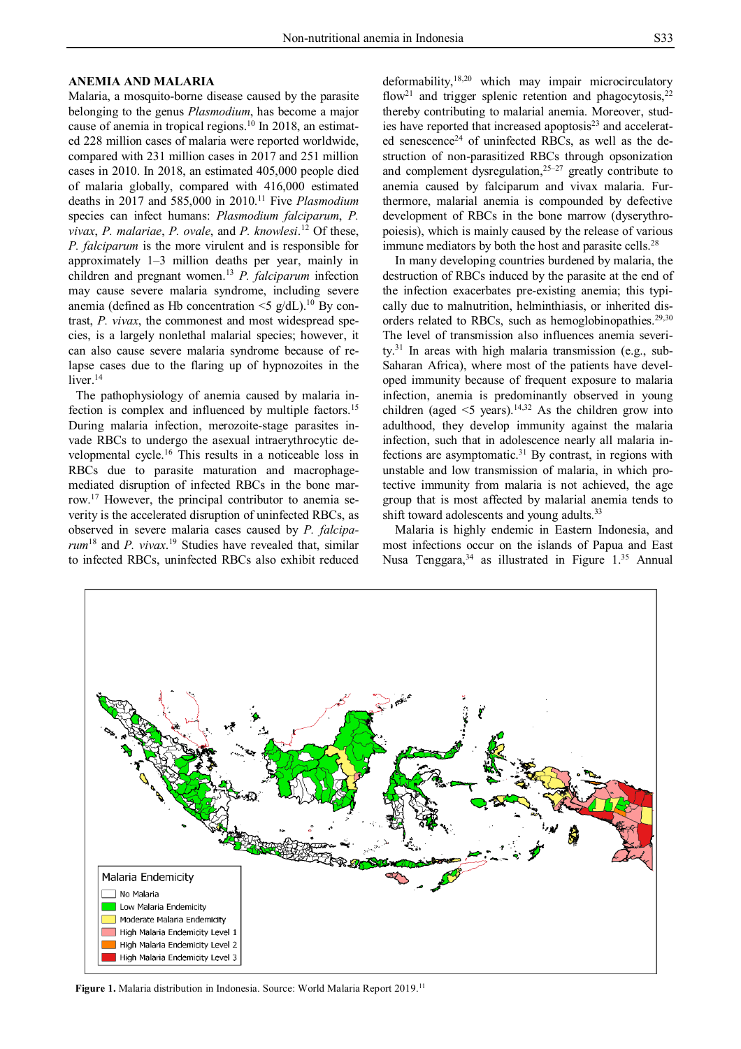## ANEMIA AND MALARIA

Malaria, a mosquito-borne disease caused by the parasite belonging to the genus *Plasmodium*, has become a major cause of anemia in tropical regions.[10] In 2018, an estimated 228 million cases of malaria were reported worldwide, compared with 231 million cases in 2017 and 251 million cases in 2010. In 2018, an estimated 405,000 people died of malaria globally, compared with 416,000 estimated deaths in 2017 and 585,000 in 2010.[11] Five *Plasmodium* species can infect humans: *Plasmodium falciparum*, *P. vivax*, *P. malariae*, *P. ovale*, and *P. knowlesi*.[12] Of these, *P. falciparum* is the more virulent and is responsible for approximately 1–3 million deaths per year, mainly in children and pregnant women.[13] *P. falciparum* infection may cause severe malaria syndrome, including severe anemia (defined as Hb concentration <5 g/dL).[10] By contrast, *P. vivax*, the commonest and most widespread species, is a largely nonlethal malarial species; however, it can also cause severe malaria syndrome because of relapse cases due to the flaring up of hypnozoites in the liver.[14]

The pathophysiology of anemia caused by malaria infection is complex and influenced by multiple factors.[15] During malaria infection, merozoite-stage parasites invade RBCs to undergo the asexual intraerythrocytic developmental cycle.[16] This results in a noticeable loss in RBCs due to parasite maturation and macrophage-mediated disruption of infected RBCs in the bone marrow.[17] However, the principal contributor to anemia severity is the accelerated disruption of uninfected RBCs, as observed in severe malaria cases caused by *P. falciparum*[18] and *P. vivax*.[19] Studies have revealed that, similar to infected RBCs, uninfected RBCs also exhibit reduced deformability,[18,20] which may impair microcirculatory flow[21] and trigger splenic retention and phagocytosis,[22] thereby contributing to malarial anemia. Moreover, studies have reported that increased apoptosis[23] and accelerated senescence[24] of uninfected RBCs, as well as the destruction of non-parasitized RBCs through opsonization and complement dysregulation,[25–27] greatly contribute to anemia caused by falciparum and vivax malaria. Furthermore, malarial anemia is compounded by defective development of RBCs in the bone marrow (dyserythropoiesis), which is mainly caused by the release of various immune mediators by both the host and parasite cells.[28]

In many developing countries burdened by malaria, the destruction of RBCs induced by the parasite at the end of the infection exacerbates pre-existing anemia; this typically due to malnutrition, helminthiasis, or inherited disorders related to RBCs, such as hemoglobinopathies.[29,30] The level of transmission also influences anemia severity.[31] In areas with high malaria transmission (e.g., sub-Saharan Africa), where most of the patients have developed immunity because of frequent exposure to malaria infection, anemia is predominantly observed in young children (aged <5 years).[14,32] As the children grow into adulthood, they develop immunity against the malaria infection, such that in adolescence nearly all malaria infections are asymptomatic.[31] By contrast, in regions with unstable and low transmission of malaria, in which protective immunity from malaria is not achieved, the age group that is most affected by malarial anemia tends to shift toward adolescents and young adults.[33]

Malaria is highly endemic in Eastern Indonesia, and most infections occur on the islands of Papua and East Nusa Tenggara,[34] as illustrated in Figure 1.[35] Annual

**Figure 1.** Malaria distribution in Indonesia. Source: World Malaria Report 2019.[11]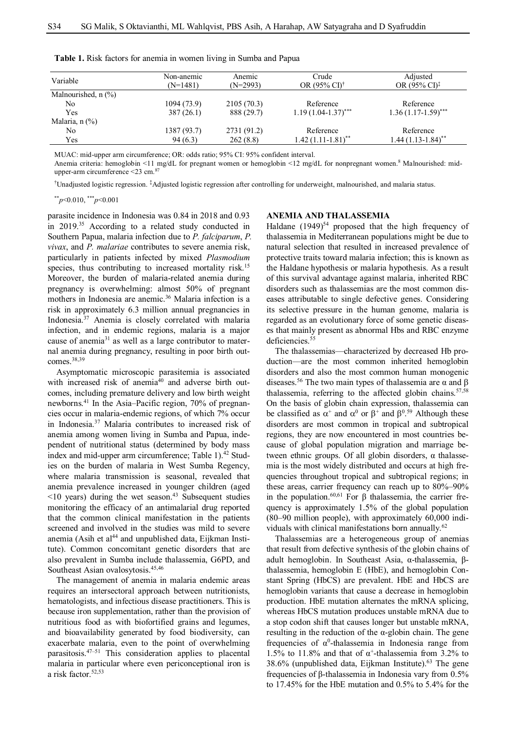**Table 1.** Risk factors for anemia in women living in Sumba and Papua

| Variable | Non-anemic (N=1481) | Anemic (N=2993) | Crude OR (95% CI)[†] | Adjusted OR (95% CI)[‡] |
|---|---|---|---|---|
| Malnourished, n (%) | | | | |
| No | 1094 (73.9) | 2105 (70.3) | Reference | Reference |
| Yes | 387 (26.1) | 888 (29.7) | 1.19 (1.04-1.37)[***] | 1.36 (1.17-1.59)[***] |
| Malaria, n (%) | | | | |
| No | 1387 (93.7) | 2731 (91.2) | Reference | Reference |
| Yes | 94 (6.3) | 262 (8.8) | 1.42 (1.11-1.81)[**] | 1.44 (1.13-1.84)[**] |

MUAC: mid-upper arm circumference; OR: odds ratio; 95% CI: 95% confident interval.
Anemia criteria: hemoglobin <11 mg/dL for pregnant women or hemoglobin <12 mg/dL for nonpregnant women.[8] Malnourished: mid-upper-arm circumference <23 cm.[87]

[†]Unadjusted logistic regression. [‡]Adjusted logistic regression after controlling for underweight, malnourished, and malaria status.

[**]$p<0.010$, [***]$p<0.001$

parasite incidence in Indonesia was 0.84 in 2018 and 0.93 in 2019.[35] According to a related study conducted in Southern Papua, malaria infection due to *P. falciparum*, *P. vivax*, and *P. malariae* contributes to severe anemia risk, particularly in patients infected by mixed *Plasmodium* species, thus contributing to increased mortality risk.[15] Moreover, the burden of malaria-related anemia during pregnancy is overwhelming: almost 50% of pregnant mothers in Indonesia are anemic.[36] Malaria infection is a risk in approximately 6.3 million annual pregnancies in Indonesia.[37] Anemia is closely correlated with malaria infection, and in endemic regions, malaria is a major cause of anemia[31] as well as a large contributor to maternal anemia during pregnancy, resulting in poor birth outcomes.[38,39]

Asymptomatic microscopic parasitemia is associated with increased risk of anemia[40] and adverse birth outcomes, including premature delivery and low birth weight newborns.[41] In the Asia–Pacific region, 70% of pregnancies occur in malaria-endemic regions, of which 7% occur in Indonesia.[37] Malaria contributes to increased risk of anemia among women living in Sumba and Papua, independent of nutritional status (determined by body mass index and mid-upper arm circumference; Table 1).[42] Studies on the burden of malaria in West Sumba Regency, where malaria transmission is seasonal, revealed that anemia prevalence increased in younger children (aged <10 years) during the wet season.[43] Subsequent studies monitoring the efficacy of an antimalarial drug reported that the common clinical manifestation in the patients screened and involved in the studies was mild to severe anemia (Asih et al[44] and unpublished data, Eijkman Institute). Common concomitant genetic disorders that are also prevalent in Sumba include thalassemia, G6PD, and Southeast Asian ovalosytosis.[45,46]

The management of anemia in malaria endemic areas requires an intersectoral approach between nutritionists, hematologists, and infectious disease practitioners. This is because iron supplementation, rather than the provision of nutritious food as with biofortified grains and legumes, and bioavailability generated by food biodiversity, can exacerbate malaria, even to the point of overwhelming parasitosis.[47–51] This consideration applies to placental malaria in particular where even periconceptional iron is a risk factor.[52,53]

## ANEMIA AND THALASSEMIA

Haldane (1949)[54] proposed that the high frequency of thalassemia in Mediterranean populations might be due to natural selection that resulted in increased prevalence of protective traits toward malaria infection; this is known as the Haldane hypothesis or malaria hypothesis. As a result of this survival advantage against malaria, inherited RBC disorders such as thalassemias are the most common diseases attributable to single defective genes. Considering its selective pressure in the human genome, malaria is regarded as an evolutionary force of some genetic diseases that mainly present as abnormal Hbs and RBC enzyme deficiencies.[55]

The thalassemias—characterized by decreased Hb production—are the most common inherited hemoglobin disorders and also the most common human monogenic diseases.[56] The two main types of thalassemia are α and β thalassemia, referring to the affected globin chains.[57,58] On the basis of globin chain expression, thalassemia can be classified as $\alpha^+$ and $\alpha^0$ or $\beta^+$ and $\beta^0$.[59] Although these disorders are most common in tropical and subtropical regions, they are now encountered in most countries because of global population migration and marriage between ethnic groups. Of all globin disorders, α thalassemia is the most widely distributed and occurs at high frequencies throughout tropical and subtropical regions; in these areas, carrier frequency can reach up to 80%–90% in the population.[60,61] For β thalassemia, the carrier frequency is approximately 1.5% of the global population (80–90 million people), with approximately 60,000 individuals with clinical manifestations born annually.[62]

Thalassemias are a heterogeneous group of anemias that result from defective synthesis of the globin chains of adult hemoglobin. In Southeast Asia, α-thalassemia, β-thalassemia, hemoglobin E (HbE), and hemoglobin Constant Spring (HbCS) are prevalent. HbE and HbCS are hemoglobin variants that cause a decrease in hemoglobin production. HbE mutation alternates the mRNA splicing, whereas HbCS mutation produces unstable mRNA due to a stop codon shift that causes longer but unstable mRNA, resulting in the reduction of the α-globin chain. The gene frequencies of $\alpha^0$-thalassemia in Indonesia range from 1.5% to 11.8% and that of $\alpha^+$-thalassemia from 3.2% to 38.6% (unpublished data, Eijkman Institute).[63] The gene frequencies of β-thalassemia in Indonesia vary from 0.5% to 17.45% for the HbE mutation and 0.5% to 5.4% for the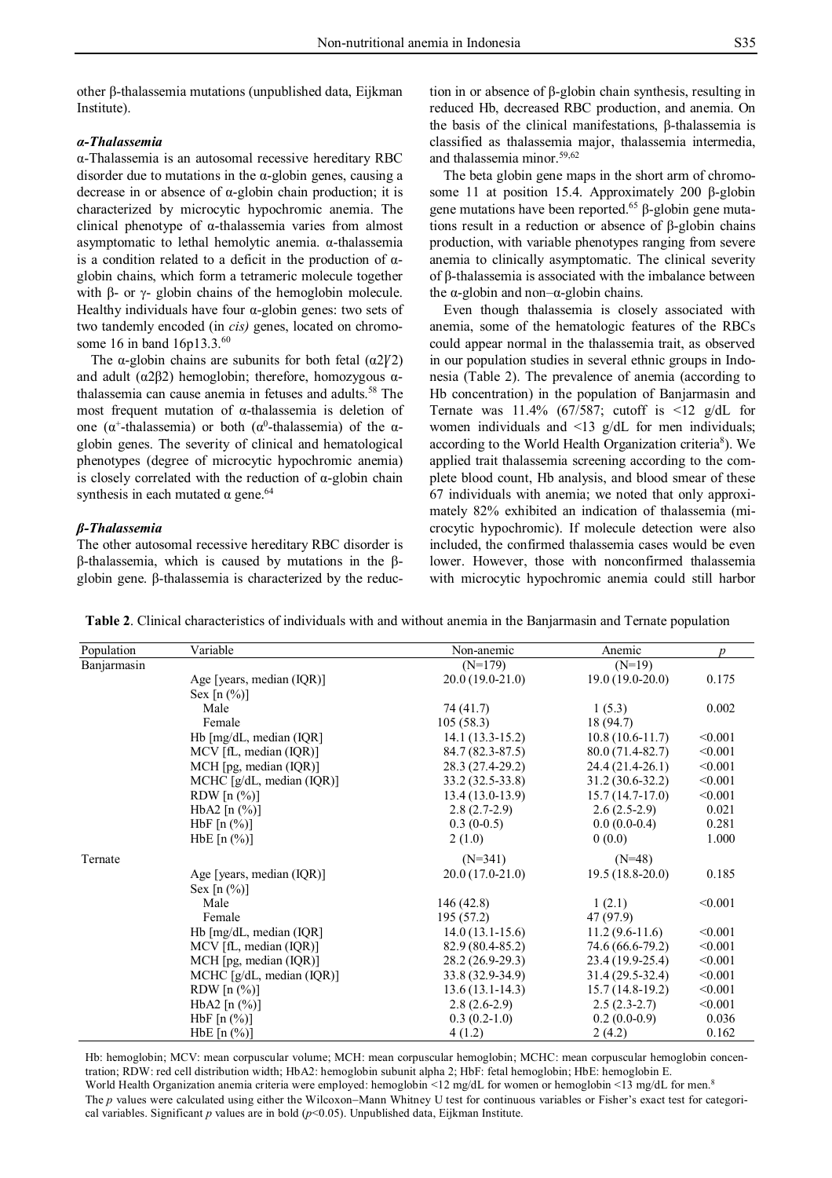other β-thalassemia mutations (unpublished data, Eijkman Institute).

### *α-Thalassemia*

α-Thalassemia is an autosomal recessive hereditary RBC disorder due to mutations in the α-globin genes, causing a decrease in or absence of α-globin chain production; it is characterized by microcytic hypochromic anemia. The clinical phenotype of α-thalassemia varies from almost asymptomatic to lethal hemolytic anemia. α-thalassemia is a condition related to a deficit in the production of α-globin chains, which form a tetrameric molecule together with β- or γ- globin chains of the hemoglobin molecule. Healthy individuals have four α-globin genes: two sets of two tandemly encoded (in *cis)* genes, located on chromosome 16 in band 16p13.3.[60]

The α-globin chains are subunits for both fetal ($\alpha 2\gamma 2$) and adult ($\alpha 2\beta 2$) hemoglobin; therefore, homozygous α-thalassemia can cause anemia in fetuses and adults.[58] The most frequent mutation of α-thalassemia is deletion of one ($\alpha^{+}$-thalassemia) or both ($\alpha^{0}$-thalassemia) of the α-globin genes. The severity of clinical and hematological phenotypes (degree of microcytic hypochromic anemia) is closely correlated with the reduction of α-globin chain synthesis in each mutated α gene.[64]

### *β-Thalassemia*

The other autosomal recessive hereditary RBC disorder is β-thalassemia, which is caused by mutations in the β-globin gene. β-thalassemia is characterized by the reduction in or absence of β-globin chain synthesis, resulting in reduced Hb, decreased RBC production, and anemia. On the basis of the clinical manifestations, β-thalassemia is classified as thalassemia major, thalassemia intermedia, and thalassemia minor.[59,62]

The beta globin gene maps in the short arm of chromosome 11 at position 15.4. Approximately 200 β-globin gene mutations have been reported.[65] β-globin gene mutations result in a reduction or absence of β-globin chains production, with variable phenotypes ranging from severe anemia to clinically asymptomatic. The clinical severity of β-thalassemia is associated with the imbalance between the α-globin and non–α-globin chains.

Even though thalassemia is closely associated with anemia, some of the hematologic features of the RBCs could appear normal in the thalassemia trait, as observed in our population studies in several ethnic groups in Indonesia (Table 2). The prevalence of anemia (according to Hb concentration) in the population of Banjarmasin and Ternate was 11.4% (67/587; cutoff is <12 g/dL for women individuals and <13 g/dL for men individuals; according to the World Health Organization criteria[8]). We applied trait thalassemia screening according to the complete blood count, Hb analysis, and blood smear of these 67 individuals with anemia; we noted that only approximately 82% exhibited an indication of thalassemia (microcytic hypochromic). If molecule detection were also included, the confirmed thalassemia cases would be even lower. However, those with nonconfirmed thalassemia with microcytic hypochromic anemia could still harbor

**Table 2**. Clinical characteristics of individuals with and without anemia in the Banjarmasin and Ternate population

| Population | Variable | Non-anemic | Anemic | *p* |
|---|---|---|---|---|
| Banjarmasin | | (N=179) | (N=19) | |
| | Age [years, median (IQR)] | 20.0 (19.0-21.0) | 19.0 (19.0-20.0) | 0.175 |
| | Sex [n (%)] | | | |
| | Male | 74 (41.7) | 1 (5.3) | 0.002 |
| | Female | 105 (58.3) | 18 (94.7) | |
| | Hb [mg/dL, median (IQR] | 14.1 (13.3-15.2) | 10.8 (10.6-11.7) | <0.001 |
| | MCV [fL, median (IQR)] | 84.7 (82.3-87.5) | 80.0 (71.4-82.7) | <0.001 |
| | MCH [pg, median (IQR)] | 28.3 (27.4-29.2) | 24.4 (21.4-26.1) | <0.001 |
| | MCHC [g/dL, median (IQR)] | 33.2 (32.5-33.8) | 31.2 (30.6-32.2) | <0.001 |
| | RDW [n (%)] | 13.4 (13.0-13.9) | 15.7 (14.7-17.0) | <0.001 |
| | HbA2 [n (%)] | 2.8 (2.7-2.9) | 2.6 (2.5-2.9) | 0.021 |
| | HbF [n (%)] | 0.3 (0-0.5) | 0.0 (0.0-0.4) | 0.281 |
| | HbE [n (%)] | 2 (1.0) | 0 (0.0) | 1.000 |
| Ternate | | (N=341) | (N=48) | |
| | Age [years, median (IQR)] | 20.0 (17.0-21.0) | 19.5 (18.8-20.0) | 0.185 |
| | Sex [n (%)] | | | |
| | Male | 146 (42.8) | 1 (2.1) | <0.001 |
| | Female | 195 (57.2) | 47 (97.9) | |
| | Hb [mg/dL, median (IQR] | 14.0 (13.1-15.6) | 11.2 (9.6-11.6) | <0.001 |
| | MCV [fL, median (IQR)] | 82.9 (80.4-85.2) | 74.6 (66.6-79.2) | <0.001 |
| | MCH [pg, median (IQR)] | 28.2 (26.9-29.3) | 23.4 (19.9-25.4) | <0.001 |
| | MCHC [g/dL, median (IQR)] | 33.8 (32.9-34.9) | 31.4 (29.5-32.4) | <0.001 |
| | RDW [n (%)] | 13.6 (13.1-14.3) | 15.7 (14.8-19.2) | <0.001 |
| | HbA2 [n (%)] | 2.8 (2.6-2.9) | 2.5 (2.3-2.7) | <0.001 |
| | HbF [n (%)] | 0.3 (0.2-1.0) | 0.2 (0.0-0.9) | 0.036 |
| | HbE [n (%)] | 4 (1.2) | 2 (4.2) | 0.162 |

Hb: hemoglobin; MCV: mean corpuscular volume; MCH: mean corpuscular hemoglobin; MCHC: mean corpuscular hemoglobin concentration; RDW: red cell distribution width; HbA2: hemoglobin subunit alpha 2; HbF: fetal hemoglobin; HbE: hemoglobin E.
World Health Organization anemia criteria were employed: hemoglobin <12 mg/dL for women or hemoglobin <13 mg/dL for men.[8]
The *p* values were calculated using either the Wilcoxon–Mann Whitney U test for continuous variables or Fisher's exact test for categorical variables. Significant *p* values are in bold ($p$<0.05). Unpublished data, Eijkman Institute.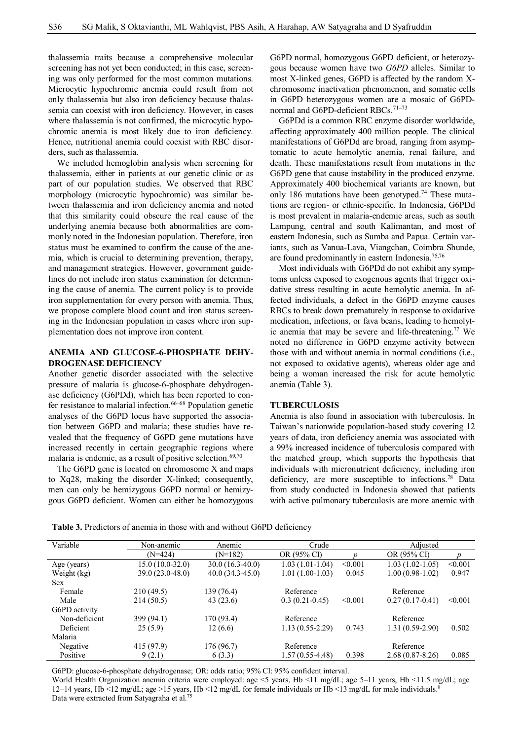thalassemia traits because a comprehensive molecular screening has not yet been conducted; in this case, screening was only performed for the most common mutations. Microcytic hypochromic anemia could result from not only thalassemia but also iron deficiency because thalassemia can coexist with iron deficiency. However, in cases where thalassemia is not confirmed, the microcytic hypochromic anemia is most likely due to iron deficiency. Hence, nutritional anemia could coexist with RBC disorders, such as thalassemia.

We included hemoglobin analysis when screening for thalassemia, either in patients at our genetic clinic or as part of our population studies. We observed that RBC morphology (microcytic hypochromic) was similar between thalassemia and iron deficiency anemia and noted that this similarity could obscure the real cause of the underlying anemia because both abnormalities are commonly noted in the Indonesian population. Therefore, iron status must be examined to confirm the cause of the anemia, which is crucial to determining prevention, therapy, and management strategies. However, government guidelines do not include iron status examination for determining the cause of anemia. The current policy is to provide iron supplementation for every person with anemia. Thus, we propose complete blood count and iron status screening in the Indonesian population in cases where iron supplementation does not improve iron content.

## ANEMIA AND GLUCOSE-6-PHOSPHATE DEHYDROGENASE DEFICIENCY

Another genetic disorder associated with the selective pressure of malaria is glucose-6-phosphate dehydrogenase deficiency (G6PDd), which has been reported to confer resistance to malarial infection.[66–68] Population genetic analyses of the G6PD locus have supported the association between G6PD and malaria; these studies have revealed that the frequency of G6PD gene mutations have increased recently in certain geographic regions where malaria is endemic, as a result of positive selection.[69,70]

The G6PD gene is located on chromosome X and maps to Xq28, making the disorder X-linked; consequently, men can only be hemizygous G6PD normal or hemizygous G6PD deficient. Women can either be homozygous G6PD normal, homozygous G6PD deficient, or heterozygous because women have two *G6PD* alleles. Similar to most X-linked genes, G6PD is affected by the random X-chromosome inactivation phenomenon, and somatic cells in G6PD heterozygous women are a mosaic of G6PD-normal and G6PD-deficient RBCs.[71–73]

G6PDd is a common RBC enzyme disorder worldwide, affecting approximately 400 million people. The clinical manifestations of G6PDd are broad, ranging from asymptomatic to acute hemolytic anemia, renal failure, and death. These manifestations result from mutations in the G6PD gene that cause instability in the produced enzyme. Approximately 400 biochemical variants are known, but only 186 mutations have been genotyped.[74] These mutations are region- or ethnic-specific. In Indonesia, G6PDd is most prevalent in malaria-endemic areas, such as south Lampung, central and south Kalimantan, and most of eastern Indonesia, such as Sumba and Papua. Certain variants, such as Vanua-Lava, Viangchan, Coimbra Shunde, are found predominantly in eastern Indonesia.[75,76]

Most individuals with G6PDd do not exhibit any symptoms unless exposed to exogenous agents that trigger oxidative stress resulting in acute hemolytic anemia. In affected individuals, a defect in the G6PD enzyme causes RBCs to break down prematurely in response to oxidative medication, infections, or fava beans, leading to hemolytic anemia that may be severe and life-threatening.[77] We noted no difference in G6PD enzyme activity between those with and without anemia in normal conditions (i.e., not exposed to oxidative agents), whereas older age and being a woman increased the risk for acute hemolytic anemia (Table 3).

## TUBERCULOSIS

Anemia is also found in association with tuberculosis. In Taiwan's nationwide population-based study covering 12 years of data, iron deficiency anemia was associated with a 99% increased incidence of tuberculosis compared with the matched group, which supports the hypothesis that individuals with micronutrient deficiency, including iron deficiency, are more susceptible to infections.[78] Data from study conducted in Indonesia showed that patients with active pulmonary tuberculosis are more anemic with

**Table 3.** Predictors of anemia in those with and without G6PD deficiency

| Variable | Non-anemic | Anemic | Crude | | Adjusted | |
|---|---|---|---|---|---|---|
| | (N=424) | (N=182) | OR (95% CI) | *p* | OR (95% CI) | *p* |
| Age (years) | 15.0 (10.0-32.0) | 30.0 (16.3-40.0) | 1.03 (1.01-1.04) | <0.001 | 1.03 (1.02-1.05) | <0.001 |
| Weight (kg) | 39.0 (23.0-48.0) | 40.0 (34.3-45.0) | 1.01 (1.00-1.03) | 0.045 | 1.00 (0.98-1.02) | 0.947 |
| Sex | | | | | | |
| Female | 210 (49.5) | 139 (76.4) | Reference | | Reference | |
| Male | 214 (50.5) | 43 (23.6) | 0.3 (0.21-0.45) | <0.001 | 0.27 (0.17-0.41) | <0.001 |
| G6PD activity | | | | | | |
| Non-deficient | 399 (94.1) | 170 (93.4) | Reference | | Reference | |
| Deficient | 25 (5.9) | 12 (6.6) | 1.13 (0.55-2.29) | 0.743 | 1.31 (0.59-2.90) | 0.502 |
| Malaria | | | | | | |
| Negative | 415 (97.9) | 176 (96.7) | Reference | | Reference | |
| Positive | 9 (2.1) | 6 (3.3) | 1.57 (0.55-4.48) | 0.398 | 2.68 (0.87-8.26) | 0.085 |

G6PD: glucose-6-phosphate dehydrogenase; OR: odds ratio; 95% CI: 95% confident interval.
World Health Organization anemia criteria were employed: age <5 years, Hb <11 mg/dL; age 5–11 years, Hb <11.5 mg/dL; age 12–14 years, Hb <12 mg/dL; age >15 years, Hb <12 mg/dL for female individuals or Hb <13 mg/dL for male individuals.[8]
Data were extracted from Satyagraha et al.[75]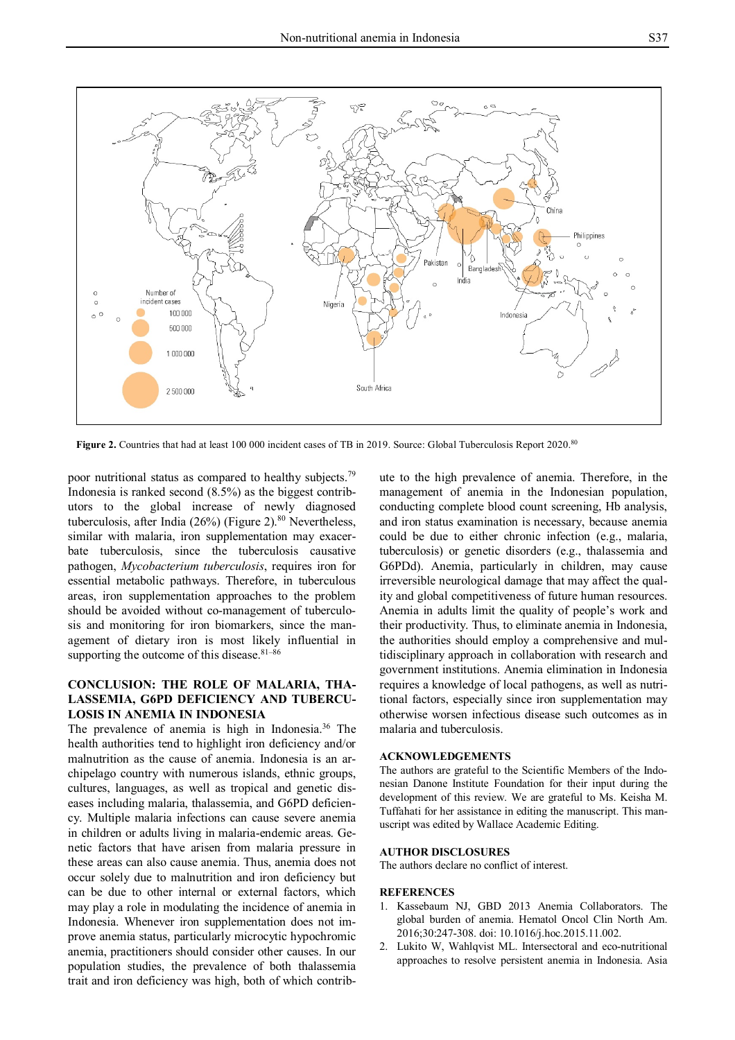Figure 2. Countries that had at least 100 000 incident cases of TB in 2019. Source: Global Tuberculosis Report 2020.[80]

poor nutritional status as compared to healthy subjects.[79] Indonesia is ranked second (8.5%) as the biggest contributors to the global increase of newly diagnosed tuberculosis, after India (26%) (Figure 2).[80] Nevertheless, similar with malaria, iron supplementation may exacerbate tuberculosis, since the tuberculosis causative pathogen, *Mycobacterium tuberculosis*, requires iron for essential metabolic pathways. Therefore, in tuberculous areas, iron supplementation approaches to the problem should be avoided without co-management of tuberculosis and monitoring for iron biomarkers, since the management of dietary iron is most likely influential in supporting the outcome of this disease.[81–86]

## CONCLUSION: THE ROLE OF MALARIA, THALASSEMIA, G6PD DEFICIENCY AND TUBERCULOSIS IN ANEMIA IN INDONESIA

The prevalence of anemia is high in Indonesia.[36] The health authorities tend to highlight iron deficiency and/or malnutrition as the cause of anemia. Indonesia is an archipelago country with numerous islands, ethnic groups, cultures, languages, as well as tropical and genetic diseases including malaria, thalassemia, and G6PD deficiency. Multiple malaria infections can cause severe anemia in children or adults living in malaria-endemic areas. Genetic factors that have arisen from malaria pressure in these areas can also cause anemia. Thus, anemia does not occur solely due to malnutrition and iron deficiency but can be due to other internal or external factors, which may play a role in modulating the incidence of anemia in Indonesia. Whenever iron supplementation does not improve anemia status, particularly microcytic hypochromic anemia, practitioners should consider other causes. In our population studies, the prevalence of both thalassemia trait and iron deficiency was high, both of which contribute to the high prevalence of anemia. Therefore, in the management of anemia in the Indonesian population, conducting complete blood count screening, Hb analysis, and iron status examination is necessary, because anemia could be due to either chronic infection (e.g., malaria, tuberculosis) or genetic disorders (e.g., thalassemia and G6PDd). Anemia, particularly in children, may cause irreversible neurological damage that may affect the quality and global competitiveness of future human resources. Anemia in adults limit the quality of people's work and their productivity. Thus, to eliminate anemia in Indonesia, the authorities should employ a comprehensive and multidisciplinary approach in collaboration with research and government institutions. Anemia elimination in Indonesia requires a knowledge of local pathogens, as well as nutritional factors, especially since iron supplementation may otherwise worsen infectious disease such outcomes as in malaria and tuberculosis.

## ACKNOWLEDGEMENTS

The authors are grateful to the Scientific Members of the Indonesian Danone Institute Foundation for their input during the development of this review. We are grateful to Ms. Keisha M. Tuffahati for her assistance in editing the manuscript. This manuscript was edited by Wallace Academic Editing.

## AUTHOR DISCLOSURES

The authors declare no conflict of interest.

## REFERENCES

1. Kassebaum NJ, GBD 2013 Anemia Collaborators. The global burden of anemia. Hematol Oncol Clin North Am. 2016;30:247-308. doi: 10.1016/j.hoc.2015.11.002.
2. Lukito W, Wahlqvist ML. Intersectoral and eco-nutritional approaches to resolve persistent anemia in Indonesia. Asia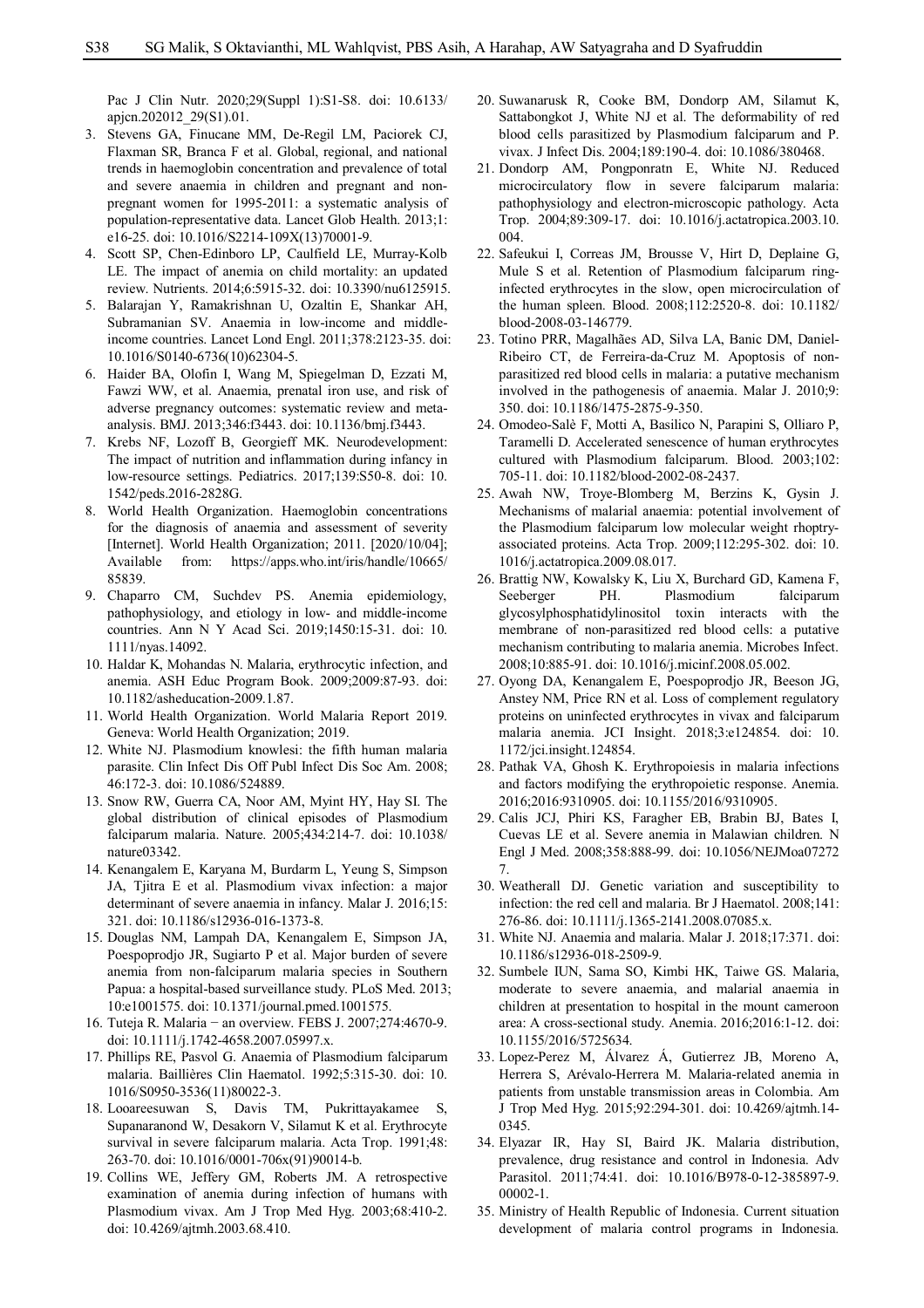Pac J Clin Nutr. 2020;29(Suppl 1):S1-S8. doi: 10.6133/apjcn.202012_29(S1).01.

3. Stevens GA, Finucane MM, De-Regil LM, Paciorek CJ, Flaxman SR, Branca F et al. Global, regional, and national trends in haemoglobin concentration and prevalence of total and severe anaemia in children and pregnant and non-pregnant women for 1995-2011: a systematic analysis of population-representative data. Lancet Glob Health. 2013;1:e16-25. doi: 10.1016/S2214-109X(13)70001-9.
4. Scott SP, Chen-Edinboro LP, Caulfield LE, Murray-Kolb LE. The impact of anemia on child mortality: an updated review. Nutrients. 2014;6:5915-32. doi: 10.3390/nu6125915.
5. Balarajan Y, Ramakrishnan U, Ozaltin E, Shankar AH, Subramanian SV. Anaemia in low-income and middle-income countries. Lancet Lond Engl. 2011;378:2123-35. doi: 10.1016/S0140-6736(10)62304-5.
6. Haider BA, Olofin I, Wang M, Spiegelman D, Ezzati M, Fawzi WW, et al. Anaemia, prenatal iron use, and risk of adverse pregnancy outcomes: systematic review and meta-analysis. BMJ. 2013;346:f3443. doi: 10.1136/bmj.f3443.
7. Krebs NF, Lozoff B, Georgieff MK. Neurodevelopment: The impact of nutrition and inflammation during infancy in low-resource settings. Pediatrics. 2017;139:S50-8. doi: 10.1542/peds.2016-2828G.
8. World Health Organization. Haemoglobin concentrations for the diagnosis of anaemia and assessment of severity [Internet]. World Health Organization; 2011. [2020/10/04]; Available from: https://apps.who.int/iris/handle/10665/85839.
9. Chaparro CM, Suchdev PS. Anemia epidemiology, pathophysiology, and etiology in low- and middle-income countries. Ann N Y Acad Sci. 2019;1450:15-31. doi: 10.1111/nyas.14092.
10. Haldar K, Mohandas N. Malaria, erythrocytic infection, and anemia. ASH Educ Program Book. 2009;2009:87-93. doi: 10.1182/asheducation-2009.1.87.
11. World Health Organization. World Malaria Report 2019. Geneva: World Health Organization; 2019.
12. White NJ. Plasmodium knowlesi: the fifth human malaria parasite. Clin Infect Dis Off Publ Infect Dis Soc Am. 2008;46:172-3. doi: 10.1086/524889.
13. Snow RW, Guerra CA, Noor AM, Myint HY, Hay SI. The global distribution of clinical episodes of Plasmodium falciparum malaria. Nature. 2005;434:214-7. doi: 10.1038/nature03342.
14. Kenangalem E, Karyana M, Burdarm L, Yeung S, Simpson JA, Tjitra E et al. Plasmodium vivax infection: a major determinant of severe anaemia in infancy. Malar J. 2016;15:321. doi: 10.1186/s12936-016-1373-8.
15. Douglas NM, Lampah DA, Kenangalem E, Simpson JA, Poespoprodjo JR, Sugiarto P et al. Major burden of severe anemia from non-falciparum malaria species in Southern Papua: a hospital-based surveillance study. PLoS Med. 2013;10:e1001575. doi: 10.1371/journal.pmed.1001575.
16. Tuteja R. Malaria − an overview. FEBS J. 2007;274:4670-9. doi: 10.1111/j.1742-4658.2007.05997.x.
17. Phillips RE, Pasvol G. Anaemia of Plasmodium falciparum malaria. Baillières Clin Haematol. 1992;5:315-30. doi: 10.1016/S0950-3536(11)80022-3.
18. Looareesuwan S, Davis TM, Pukrittayakamee S, Supanaranond W, Desakorn V, Silamut K et al. Erythrocyte survival in severe falciparum malaria. Acta Trop. 1991;48:263-70. doi: 10.1016/0001-706x(91)90014-b.
19. Collins WE, Jeffery GM, Roberts JM. A retrospective examination of anemia during infection of humans with Plasmodium vivax. Am J Trop Med Hyg. 2003;68:410-2. doi: 10.4269/ajtmh.2003.68.410.
20. Suwanarusk R, Cooke BM, Dondorp AM, Silamut K, Sattabongkot J, White NJ et al. The deformability of red blood cells parasitized by Plasmodium falciparum and P. vivax. J Infect Dis. 2004;189:190-4. doi: 10.1086/380468.
21. Dondorp AM, Pongponratn E, White NJ. Reduced microcirculatory flow in severe falciparum malaria: pathophysiology and electron-microscopic pathology. Acta Trop. 2004;89:309-17. doi: 10.1016/j.actatropica.2003.10.004.
22. Safeukui I, Correas JM, Brousse V, Hirt D, Deplaine G, Mule S et al. Retention of Plasmodium falciparum ring-infected erythrocytes in the slow, open microcirculation of the human spleen. Blood. 2008;112:2520-8. doi: 10.1182/blood-2008-03-146779.
23. Totino PRR, Magalhães AD, Silva LA, Banic DM, Daniel-Ribeiro CT, de Ferreira-da-Cruz M. Apoptosis of non-parasitized red blood cells in malaria: a putative mechanism involved in the pathogenesis of anaemia. Malar J. 2010;9:350. doi: 10.1186/1475-2875-9-350.
24. Omodeo-Salè F, Motti A, Basilico N, Parapini S, Olliaro P, Taramelli D. Accelerated senescence of human erythrocytes cultured with Plasmodium falciparum. Blood. 2003;102:705-11. doi: 10.1182/blood-2002-08-2437.
25. Awah NW, Troye-Blomberg M, Berzins K, Gysin J. Mechanisms of malarial anaemia: potential involvement of the Plasmodium falciparum low molecular weight rhoptry-associated proteins. Acta Trop. 2009;112:295-302. doi: 10.1016/j.actatropica.2009.08.017.
26. Brattig NW, Kowalsky K, Liu X, Burchard GD, Kamena F, Seeberger PH. Plasmodium falciparum glycosylphosphatidylinositol toxin interacts with the membrane of non-parasitized red blood cells: a putative mechanism contributing to malaria anemia. Microbes Infect. 2008;10:885-91. doi: 10.1016/j.micinf.2008.05.002.
27. Oyong DA, Kenangalem E, Poespoprodjo JR, Beeson JG, Anstey NM, Price RN et al. Loss of complement regulatory proteins on uninfected erythrocytes in vivax and falciparum malaria anemia. JCI Insight. 2018;3:e124854. doi: 10.1172/jci.insight.124854.
28. Pathak VA, Ghosh K. Erythropoiesis in malaria infections and factors modifying the erythropoietic response. Anemia. 2016;2016:9310905. doi: 10.1155/2016/9310905.
29. Calis JCJ, Phiri KS, Faragher EB, Brabin BJ, Bates I, Cuevas LE et al. Severe anemia in Malawian children. N Engl J Med. 2008;358:888-99. doi: 10.1056/NEJMoa072727.
30. Weatherall DJ. Genetic variation and susceptibility to infection: the red cell and malaria. Br J Haematol. 2008;141:276-86. doi: 10.1111/j.1365-2141.2008.07085.x.
31. White NJ. Anaemia and malaria. Malar J. 2018;17:371. doi: 10.1186/s12936-018-2509-9.
32. Sumbele IUN, Sama SO, Kimbi HK, Taiwe GS. Malaria, moderate to severe anaemia, and malarial anaemia in children at presentation to hospital in the mount cameroon area: A cross-sectional study. Anemia. 2016;2016:1-12. doi: 10.1155/2016/5725634.
33. Lopez-Perez M, Álvarez Á, Gutierrez JB, Moreno A, Herrera S, Arévalo-Herrera M. Malaria-related anemia in patients from unstable transmission areas in Colombia. Am J Trop Med Hyg. 2015;92:294-301. doi: 10.4269/ajtmh.14-0345.
34. Elyazar IR, Hay SI, Baird JK. Malaria distribution, prevalence, drug resistance and control in Indonesia. Adv Parasitol. 2011;74:41. doi: 10.1016/B978-0-12-385897-9.00002-1.
35. Ministry of Health Republic of Indonesia. Current situation development of malaria control programs in Indonesia.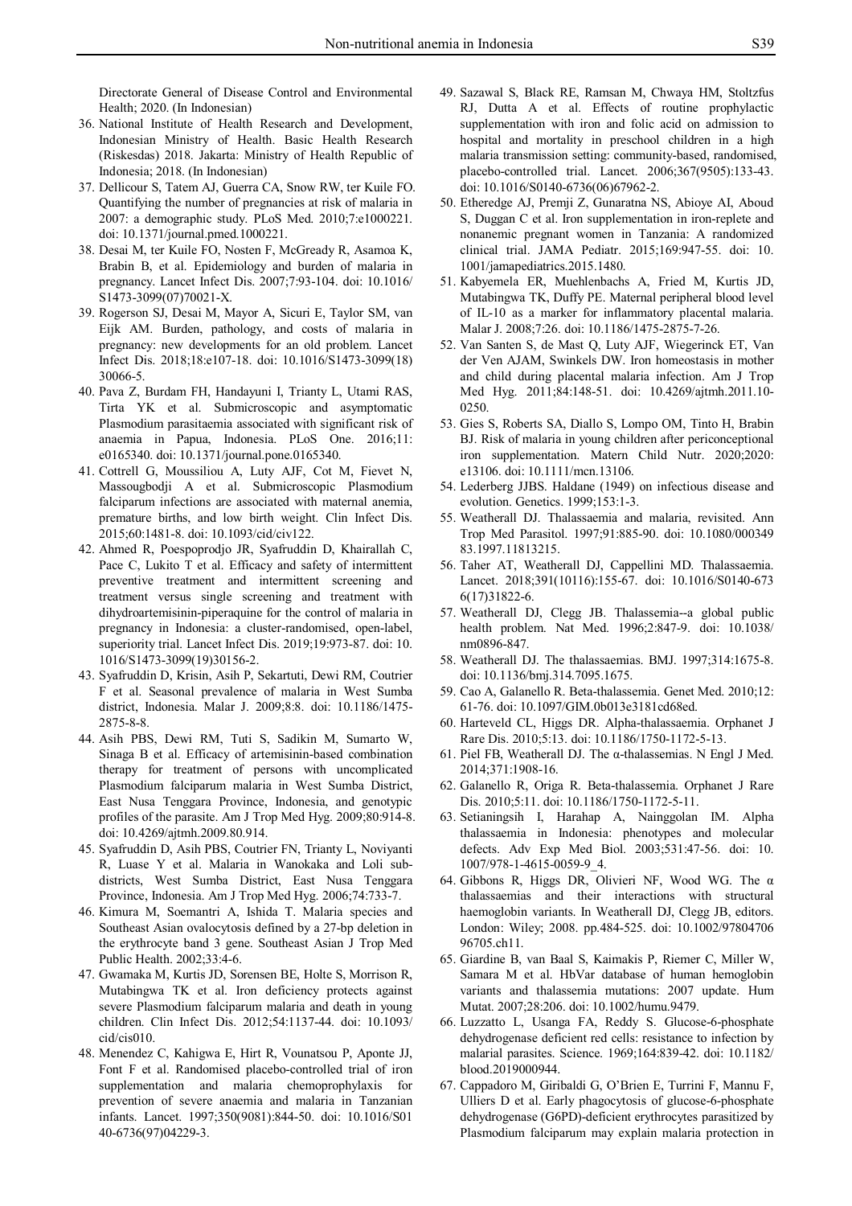Directorate General of Disease Control and Environmental Health; 2020. (In Indonesian)

36. National Institute of Health Research and Development, Indonesian Ministry of Health. Basic Health Research (Riskesdas) 2018. Jakarta: Ministry of Health Republic of Indonesia; 2018. (In Indonesian)
37. Dellicour S, Tatem AJ, Guerra CA, Snow RW, ter Kuile FO. Quantifying the number of pregnancies at risk of malaria in 2007: a demographic study. PLoS Med. 2010;7:e1000221. doi: 10.1371/journal.pmed.1000221.
38. Desai M, ter Kuile FO, Nosten F, McGready R, Asamoa K, Brabin B, et al. Epidemiology and burden of malaria in pregnancy. Lancet Infect Dis. 2007;7:93-104. doi: 10.1016/S1473-3099(07)70021-X.
39. Rogerson SJ, Desai M, Mayor A, Sicuri E, Taylor SM, van Eijk AM. Burden, pathology, and costs of malaria in pregnancy: new developments for an old problem. Lancet Infect Dis. 2018;18:e107-18. doi: 10.1016/S1473-3099(18)30066-5.
40. Pava Z, Burdam FH, Handayuni I, Trianty L, Utami RAS, Tirta YK et al. Submicroscopic and asymptomatic Plasmodium parasitaemia associated with significant risk of anaemia in Papua, Indonesia. PLoS One. 2016;11: e0165340. doi: 10.1371/journal.pone.0165340.
41. Cottrell G, Moussiliou A, Luty AJF, Cot M, Fievet N, Massougbodji A et al. Submicroscopic Plasmodium falciparum infections are associated with maternal anemia, premature births, and low birth weight. Clin Infect Dis. 2015;60:1481-8. doi: 10.1093/cid/civ122.
42. Ahmed R, Poespoprodjo JR, Syafruddin D, Khairallah C, Pace C, Lukito T et al. Efficacy and safety of intermittent preventive treatment and intermittent screening and treatment versus single screening and treatment with dihydroartemisinin-piperaquine for the control of malaria in pregnancy in Indonesia: a cluster-randomised, open-label, superiority trial. Lancet Infect Dis. 2019;19:973-87. doi: 10.1016/S1473-3099(19)30156-2.
43. Syafruddin D, Krisin, Asih P, Sekartuti, Dewi RM, Coutrier F et al. Seasonal prevalence of malaria in West Sumba district, Indonesia. Malar J. 2009;8:8. doi: 10.1186/1475-2875-8-8.
44. Asih PBS, Dewi RM, Tuti S, Sadikin M, Sumarto W, Sinaga B et al. Efficacy of artemisinin-based combination therapy for treatment of persons with uncomplicated Plasmodium falciparum malaria in West Sumba District, East Nusa Tenggara Province, Indonesia, and genotypic profiles of the parasite. Am J Trop Med Hyg. 2009;80:914-8. doi: 10.4269/ajtmh.2009.80.914.
45. Syafruddin D, Asih PBS, Coutrier FN, Trianty L, Noviyanti R, Luase Y et al. Malaria in Wanokaka and Loli sub-districts, West Sumba District, East Nusa Tenggara Province, Indonesia. Am J Trop Med Hyg. 2006;74:733-7.
46. Kimura M, Soemantri A, Ishida T. Malaria species and Southeast Asian ovalocytosis defined by a 27-bp deletion in the erythrocyte band 3 gene. Southeast Asian J Trop Med Public Health. 2002;33:4-6.
47. Gwamaka M, Kurtis JD, Sorensen BE, Holte S, Morrison R, Mutabingwa TK et al. Iron deficiency protects against severe Plasmodium falciparum malaria and death in young children. Clin Infect Dis. 2012;54:1137-44. doi: 10.1093/cid/cis010.
48. Menendez C, Kahigwa E, Hirt R, Vounatsou P, Aponte JJ, Font F et al. Randomised placebo-controlled trial of iron supplementation and malaria chemoprophylaxis for prevention of severe anaemia and malaria in Tanzanian infants. Lancet. 1997;350(9081):844-50. doi: 10.1016/S0140-6736(97)04229-3.
49. Sazawal S, Black RE, Ramsan M, Chwaya HM, Stoltzfus RJ, Dutta A et al. Effects of routine prophylactic supplementation with iron and folic acid on admission to hospital and mortality in preschool children in a high malaria transmission setting: community-based, randomised, placebo-controlled trial. Lancet. 2006;367(9505):133-43. doi: 10.1016/S0140-6736(06)67962-2.
50. Etheredge AJ, Premji Z, Gunaratna NS, Abioye AI, Aboud S, Duggan C et al. Iron supplementation in iron-replete and nonanemic pregnant women in Tanzania: A randomized clinical trial. JAMA Pediatr. 2015;169:947-55. doi: 10.1001/jamapediatrics.2015.1480.
51. Kabyemela ER, Muehlenbachs A, Fried M, Kurtis JD, Mutabingwa TK, Duffy PE. Maternal peripheral blood level of IL-10 as a marker for inflammatory placental malaria. Malar J. 2008;7:26. doi: 10.1186/1475-2875-7-26.
52. Van Santen S, de Mast Q, Luty AJF, Wiegerinck ET, Van der Ven AJAM, Swinkels DW. Iron homeostasis in mother and child during placental malaria infection. Am J Trop Med Hyg. 2011;84:148-51. doi: 10.4269/ajtmh.2011.10-0250.
53. Gies S, Roberts SA, Diallo S, Lompo OM, Tinto H, Brabin BJ. Risk of malaria in young children after periconceptional iron supplementation. Matern Child Nutr. 2020;2020: e13106. doi: 10.1111/mcn.13106.
54. Lederberg JJBS. Haldane (1949) on infectious disease and evolution. Genetics. 1999;153:1-3.
55. Weatherall DJ. Thalassaemia and malaria, revisited. Ann Trop Med Parasitol. 1997;91:885-90. doi: 10.1080/00034983.1997.11813215.
56. Taher AT, Weatherall DJ, Cappellini MD. Thalassaemia. Lancet. 2018;391(10116):155-67. doi: 10.1016/S0140-6736(17)31822-6.
57. Weatherall DJ, Clegg JB. Thalassemia--a global public health problem. Nat Med. 1996;2:847-9. doi: 10.1038/nm0896-847.
58. Weatherall DJ. The thalassaemias. BMJ. 1997;314:1675-8. doi: 10.1136/bmj.314.7095.1675.
59. Cao A, Galanello R. Beta-thalassemia. Genet Med. 2010;12: 61-76. doi: 10.1097/GIM.0b013e3181cd68ed.
60. Harteveld CL, Higgs DR. Alpha-thalassaemia. Orphanet J Rare Dis. 2010;5:13. doi: 10.1186/1750-1172-5-13.
61. Piel FB, Weatherall DJ. The α-thalassemias. N Engl J Med. 2014;371:1908-16.
62. Galanello R, Origa R. Beta-thalassemia. Orphanet J Rare Dis. 2010;5:11. doi: 10.1186/1750-1172-5-11.
63. Setianingsih I, Harahap A, Nainggolan IM. Alpha thalassaemia in Indonesia: phenotypes and molecular defects. Adv Exp Med Biol. 2003;531:47-56. doi: 10.1007/978-1-4615-0059-9_4.
64. Gibbons R, Higgs DR, Olivieri NF, Wood WG. The α thalassaemias and their interactions with structural haemoglobin variants. In Weatherall DJ, Clegg JB, editors. London: Wiley; 2008. pp.484-525. doi: 10.1002/9780470696705.ch11.
65. Giardine B, van Baal S, Kaimakis P, Riemer C, Miller W, Samara M et al. HbVar database of human hemoglobin variants and thalassemia mutations: 2007 update. Hum Mutat. 2007;28:206. doi: 10.1002/humu.9479.
66. Luzzatto L, Usanga FA, Reddy S. Glucose-6-phosphate dehydrogenase deficient red cells: resistance to infection by malarial parasites. Science. 1969;164:839-42. doi: 10.1182/blood.2019000944.
67. Cappadoro M, Giribaldi G, O'Brien E, Turrini F, Mannu F, Ulliers D et al. Early phagocytosis of glucose-6-phosphate dehydrogenase (G6PD)-deficient erythrocytes parasitized by Plasmodium falciparum may explain malaria protection in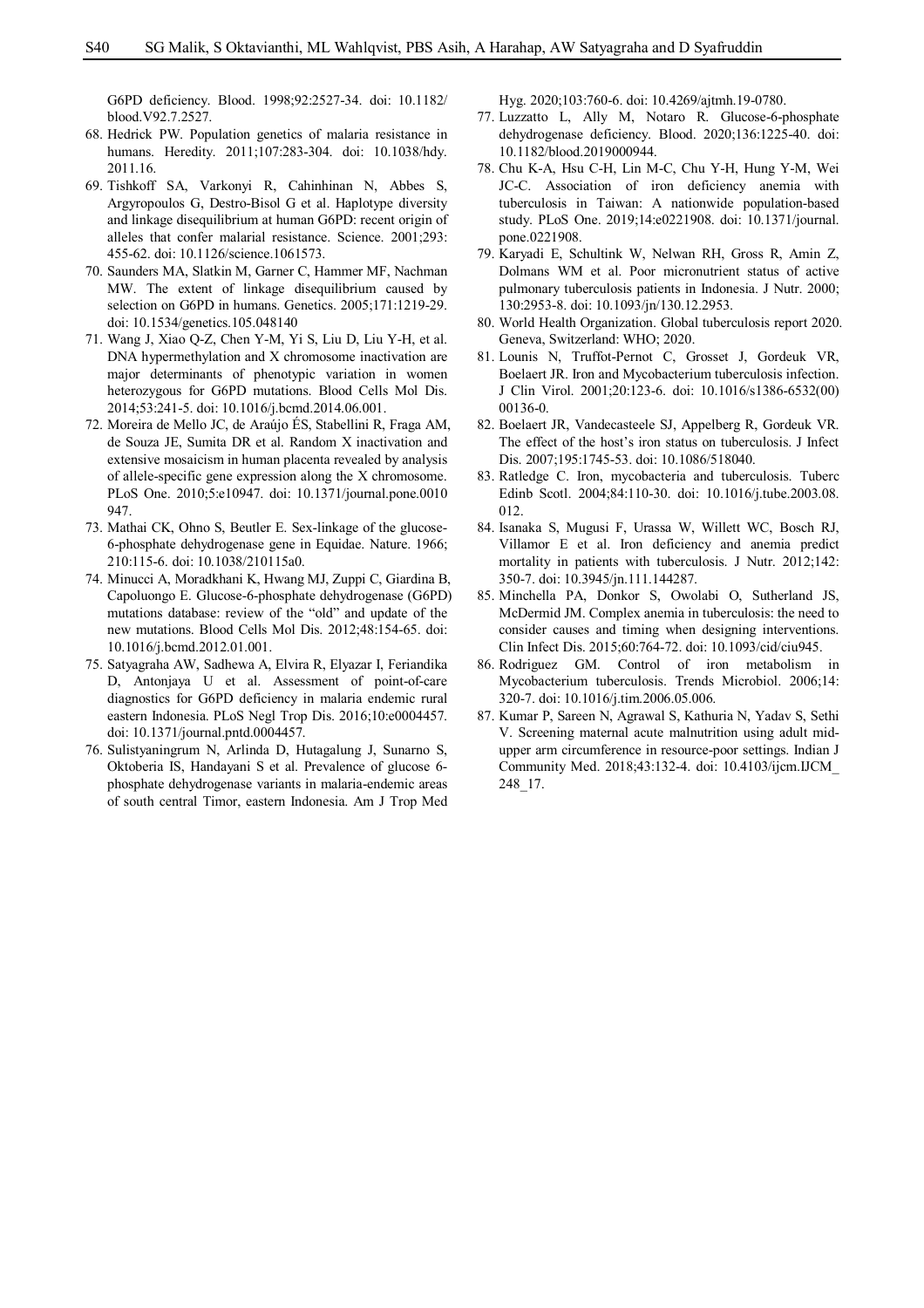G6PD deficiency. Blood. 1998;92:2527-34. doi: 10.1182/blood.V92.7.2527.

68. Hedrick PW. Population genetics of malaria resistance in humans. Heredity. 2011;107:283-304. doi: 10.1038/hdy.2011.16.
69. Tishkoff SA, Varkonyi R, Cahinhinan N, Abbes S, Argyropoulos G, Destro-Bisol G et al. Haplotype diversity and linkage disequilibrium at human G6PD: recent origin of alleles that confer malarial resistance. Science. 2001;293: 455-62. doi: 10.1126/science.1061573.
70. Saunders MA, Slatkin M, Garner C, Hammer MF, Nachman MW. The extent of linkage disequilibrium caused by selection on G6PD in humans. Genetics. 2005;171:1219-29. doi: 10.1534/genetics.105.048140
71. Wang J, Xiao Q-Z, Chen Y-M, Yi S, Liu D, Liu Y-H, et al. DNA hypermethylation and X chromosome inactivation are major determinants of phenotypic variation in women heterozygous for G6PD mutations. Blood Cells Mol Dis. 2014;53:241-5. doi: 10.1016/j.bcmd.2014.06.001.
72. Moreira de Mello JC, de Araújo ÉS, Stabellini R, Fraga AM, de Souza JE, Sumita DR et al. Random X inactivation and extensive mosaicism in human placenta revealed by analysis of allele-specific gene expression along the X chromosome. PLoS One. 2010;5:e10947. doi: 10.1371/journal.pone.0010947.
73. Mathai CK, Ohno S, Beutler E. Sex-linkage of the glucose-6-phosphate dehydrogenase gene in Equidae. Nature. 1966; 210:115-6. doi: 10.1038/210115a0.
74. Minucci A, Moradkhani K, Hwang MJ, Zuppi C, Giardina B, Capoluongo E. Glucose-6-phosphate dehydrogenase (G6PD) mutations database: review of the "old" and update of the new mutations. Blood Cells Mol Dis. 2012;48:154-65. doi: 10.1016/j.bcmd.2012.01.001.
75. Satyagraha AW, Sadhewa A, Elvira R, Elyazar I, Feriandika D, Antonjaya U et al. Assessment of point-of-care diagnostics for G6PD deficiency in malaria endemic rural eastern Indonesia. PLoS Negl Trop Dis. 2016;10:e0004457. doi: 10.1371/journal.pntd.0004457.
76. Sulistyaningrum N, Arlinda D, Hutagalung J, Sunarno S, Oktoberia IS, Handayani S et al. Prevalence of glucose 6-phosphate dehydrogenase variants in malaria-endemic areas of south central Timor, eastern Indonesia. Am J Trop Med Hyg. 2020;103:760-6. doi: 10.4269/ajtmh.19-0780.
77. Luzzatto L, Ally M, Notaro R. Glucose-6-phosphate dehydrogenase deficiency. Blood. 2020;136:1225-40. doi: 10.1182/blood.2019000944.
78. Chu K-A, Hsu C-H, Lin M-C, Chu Y-H, Hung Y-M, Wei JC-C. Association of iron deficiency anemia with tuberculosis in Taiwan: A nationwide population-based study. PLoS One. 2019;14:e0221908. doi: 10.1371/journal.pone.0221908.
79. Karyadi E, Schultink W, Nelwan RH, Gross R, Amin Z, Dolmans WM et al. Poor micronutrient status of active pulmonary tuberculosis patients in Indonesia. J Nutr. 2000; 130:2953-8. doi: 10.1093/jn/130.12.2953.
80. World Health Organization. Global tuberculosis report 2020. Geneva, Switzerland: WHO; 2020.
81. Lounis N, Truffot-Pernot C, Grosset J, Gordeuk VR, Boelaert JR. Iron and Mycobacterium tuberculosis infection. J Clin Virol. 2001;20:123-6. doi: 10.1016/s1386-6532(00)00136-0.
82. Boelaert JR, Vandecasteele SJ, Appelberg R, Gordeuk VR. The effect of the host's iron status on tuberculosis. J Infect Dis. 2007;195:1745-53. doi: 10.1086/518040.
83. Ratledge C. Iron, mycobacteria and tuberculosis. Tuberc Edinb Scotl. 2004;84:110-30. doi: 10.1016/j.tube.2003.08.012.
84. Isanaka S, Mugusi F, Urassa W, Willett WC, Bosch RJ, Villamor E et al. Iron deficiency and anemia predict mortality in patients with tuberculosis. J Nutr. 2012;142: 350-7. doi: 10.3945/jn.111.144287.
85. Minchella PA, Donkor S, Owolabi O, Sutherland JS, McDermid JM. Complex anemia in tuberculosis: the need to consider causes and timing when designing interventions. Clin Infect Dis. 2015;60:764-72. doi: 10.1093/cid/ciu945.
86. Rodriguez GM. Control of iron metabolism in Mycobacterium tuberculosis. Trends Microbiol. 2006;14: 320-7. doi: 10.1016/j.tim.2006.05.006.
87. Kumar P, Sareen N, Agrawal S, Kathuria N, Yadav S, Sethi V. Screening maternal acute malnutrition using adult mid-upper arm circumference in resource-poor settings. Indian J Community Med. 2018;43:132-4. doi: 10.4103/ijcm.IJCM_248_17.